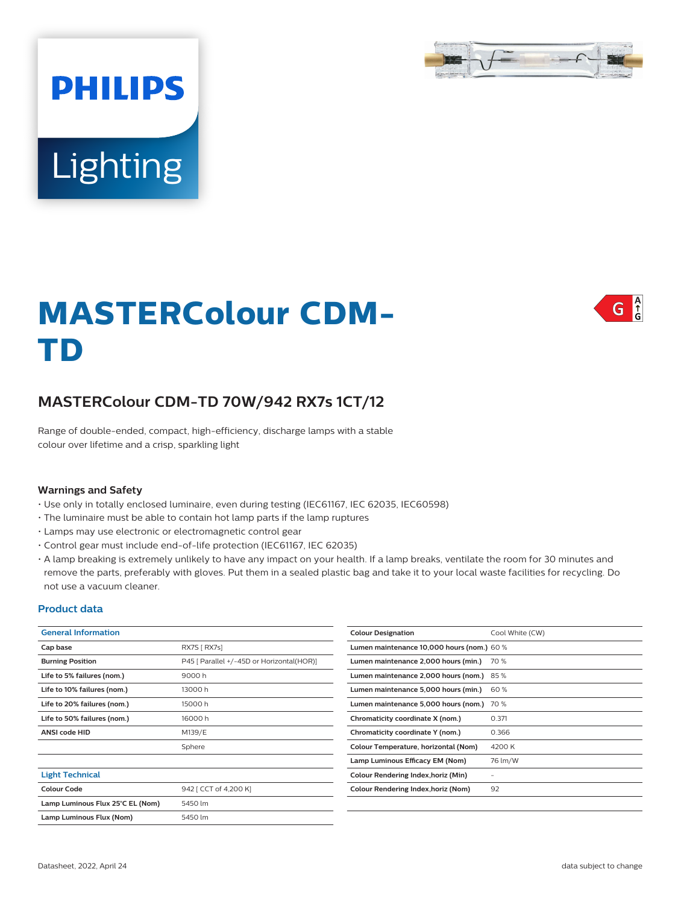# MASTERColour CDM-TD

## MASTERColour CDM-TD 70W/942 RX7s 1CT/12

Range of double-ended, compact, high-efficiency, discharge lamps with a stable colour over lifetime and a crisp, sparkling light

### Warnings and Safety

- Use only in totally enclosed luminaire, even during testing (IEC61167, IEC 62035, IEC60598)
- The luminaire must be able to contain hot lamp parts if the lamp ruptures
- Lamps may use electronic or electromagnetic control gear
- Control gear must include end-of-life protection (IEC61167, IEC 62035)
- A lamp breaking is extremely unlikely to have any impact on your health. If a lamp breaks, ventilate the room for 30 minutes and remove the parts, preferably with gloves. Put them in a sealed plastic bag and take it to your local waste facilities for recycling. Do not use a vacuum cleaner.

### Product data

| General Information | |
|---|---|
| Cap base | RX7S [ RX7s] |
| Burning Position | P45 [ Parallel +/-45D or Horizontal(HOR)] |
| Life to 5% failures (nom.) | 9000 h |
| Life to 10% failures (nom.) | 13000 h |
| Life to 20% failures (nom.) | 15000 h |
| Life to 50% failures (nom.) | 16000 h |
| ANSI code HID | M139/E |
| | Sphere |

| Light Technical | |
|---|---|
| Colour Code | 942 [ CCT of 4,200 K] |
| Lamp Luminous Flux 25°C EL (Nom) | 5450 lm |
| Lamp Luminous Flux (Nom) | 5450 lm |

| | |
|---|---|
| Colour Designation | Cool White (CW) |
| Lumen maintenance 10,000 hours (nom.) | 60 % |
| Lumen maintenance 2,000 hours (min.) | 70 % |
| Lumen maintenance 2,000 hours (nom.) | 85 % |
| Lumen maintenance 5,000 hours (min.) | 60 % |
| Lumen maintenance 5,000 hours (nom.) | 70 % |
| Chromaticity coordinate X (nom.) | 0.371 |
| Chromaticity coordinate Y (nom.) | 0.366 |
| Colour Temperature, horizontal (Nom) | 4200 K |
| Lamp Luminous Efficacy EM (Nom) | 76 lm/W |
| Colour Rendering Index,horiz (Min) | - |
| Colour Rendering Index,horiz (Nom) | 92 |

Datasheet, 2022, April 24

data subject to change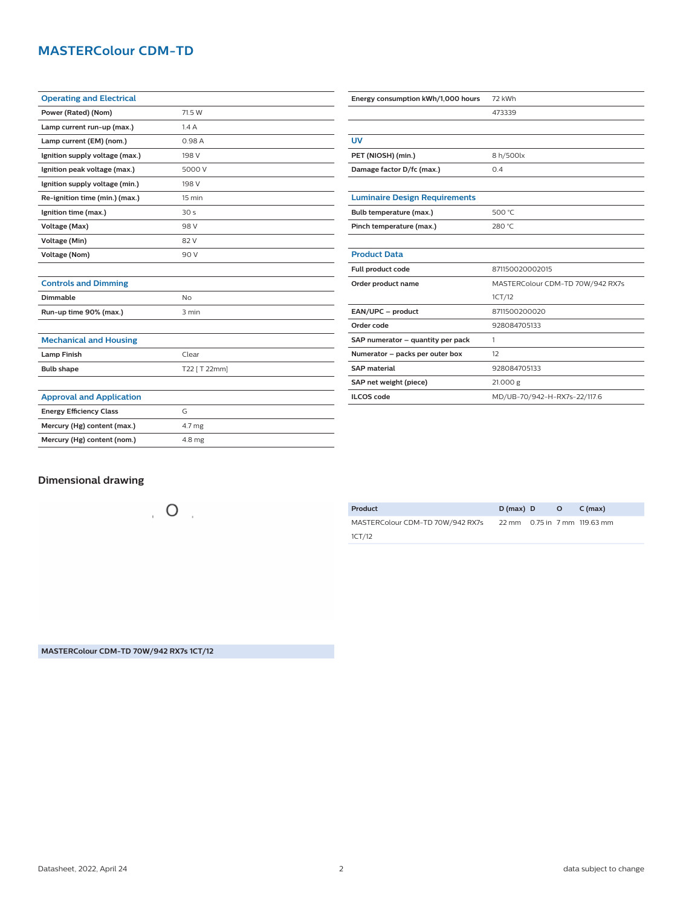## MASTERColour CDM-TD

| Operating and Electrical | |
|---|---|
| Power (Rated) (Nom) | 71.5 W |
| Lamp current run-up (max.) | 1.4 A |
| Lamp current (EM) (nom.) | 0.98 A |
| Ignition supply voltage (max.) | 198 V |
| Ignition peak voltage (max.) | 5000 V |
| Ignition supply voltage (min.) | 198 V |
| Re-ignition time (min.) (max.) | 15 min |
| Ignition time (max.) | 30 s |
| Voltage (Max) | 98 V |
| Voltage (Min) | 82 V |
| Voltage (Nom) | 90 V |

| Controls and Dimming | |
|---|---|
| Dimmable | No |
| Run-up time 90% (max.) | 3 min |

| Mechanical and Housing | |
|---|---|
| Lamp Finish | Clear |
| Bulb shape | T22 [ T 22mm] |

| Approval and Application | |
|---|---|
| Energy Efficiency Class | G |
| Mercury (Hg) content (max.) | 4.7 mg |
| Mercury (Hg) content (nom.) | 4.8 mg |

| | |
|---|---|
| Energy consumption kWh/1,000 hours | 72 kWh |
| | 473339 |

| UV | |
|---|---|
| PET (NIOSH) (min.) | 8 h/500lx |
| Damage factor D/fc (max.) | 0.4 |

| Luminaire Design Requirements | |
|---|---|
| Bulb temperature (max.) | 500 °C |
| Pinch temperature (max.) | 280 °C |

| Product Data | |
|---|---|
| Full product code | 871150020002015 |
| Order product name | MASTERColour CDM-TD 70W/942 RX7s 1CT/12 |
| EAN/UPC – product | 8711500200020 |
| Order code | 928084705133 |
| SAP numerator – quantity per pack | 1 |
| Numerator – packs per outer box | 12 |
| SAP material | 928084705133 |
| SAP net weight (piece) | 21.000 g |
| ILCOS code | MD/UB-70/942-H-RX7s-22/117.6 |

### Dimensional drawing

O

MASTERColour CDM-TD 70W/942 RX7s 1CT/12

| Product | D (max) | D | O | C (max) |
|---|---|---|---|---|
| MASTERColour CDM-TD 70W/942 RX7s 1CT/12 | 22 mm | 0.75 in | 7 mm | 119.63 mm |

Datasheet, 2022, April 24

data subject to change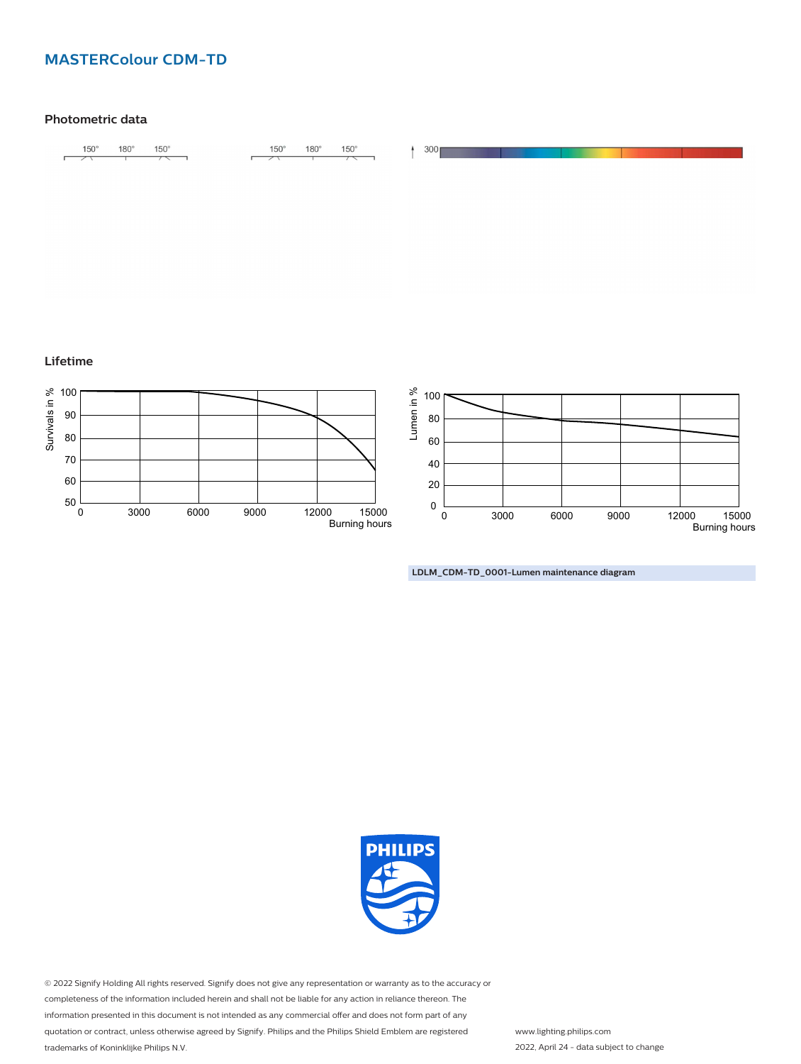## MASTERColour CDM-TD

### Photometric data

150° 180° 150°

150° 180° 150°

300

### Lifetime

Survivals in %

100
90
80
70
60
50

0 3000 6000 9000 12000 15000
Burning hours

Lumen in %

100
80
60
40
20
0

0 3000 6000 9000 12000 15000
Burning hours

**LDLM_CDM-TD_0001-Lumen maintenance diagram**

© 2022 Signify Holding All rights reserved. Signify does not give any representation or warranty as to the accuracy or completeness of the information included herein and shall not be liable for any action in reliance thereon. The information presented in this document is not intended as any commercial offer and does not form part of any quotation or contract, unless otherwise agreed by Signify. Philips and the Philips Shield Emblem are registered trademarks of Koninklijke Philips N.V.

www.lighting.philips.com

2022, April 24 - data subject to change